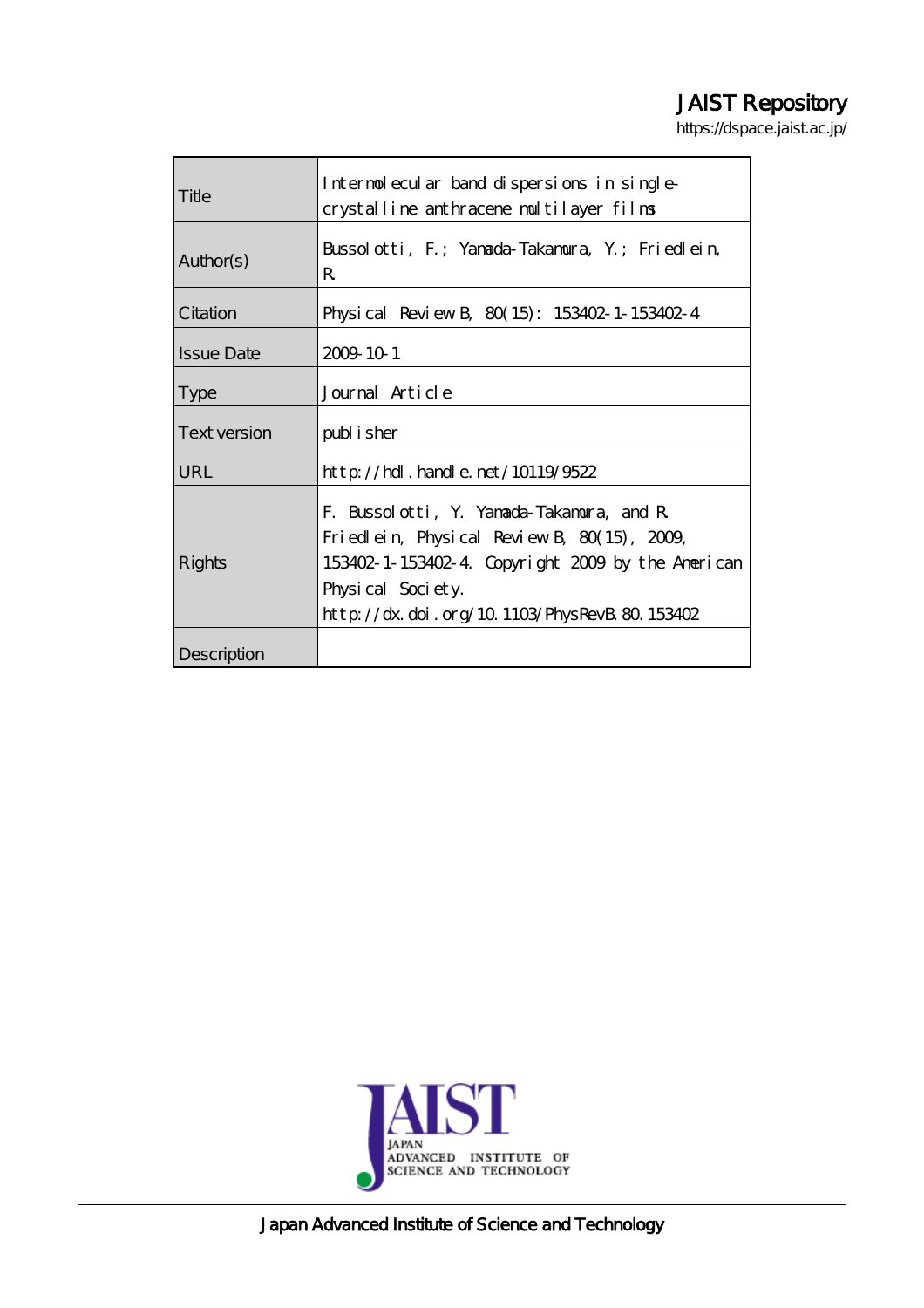# JAIST Repository

https://dspace.jaist.ac.jp/

| | |
|---|---|
| Title | Intermolecular band dispersions in single-crystalline anthracene multilayer films |
| Author(s) | Bussolotti, F.; Yamada-Takamura, Y.; Friedlein, R. |
| Citation | Physical Review B, 80(15): 153402-1-153402-4 |
| Issue Date | 2009-10-1 |
| Type | Journal Article |
| Text version | publisher |
| URL | http://hdl.handle.net/10119/9522 |
| Rights | F. Bussolotti, Y. Yamada-Takamura, and R. Friedlein, Physical Review B, 80(15), 2009, 153402-1-153402-4. Copyright 2009 by the American Physical Society. http://dx.doi.org/10.1103/PhysRevB.80.153402 |
| Description | |

Japan Advanced Institute of Science and Technology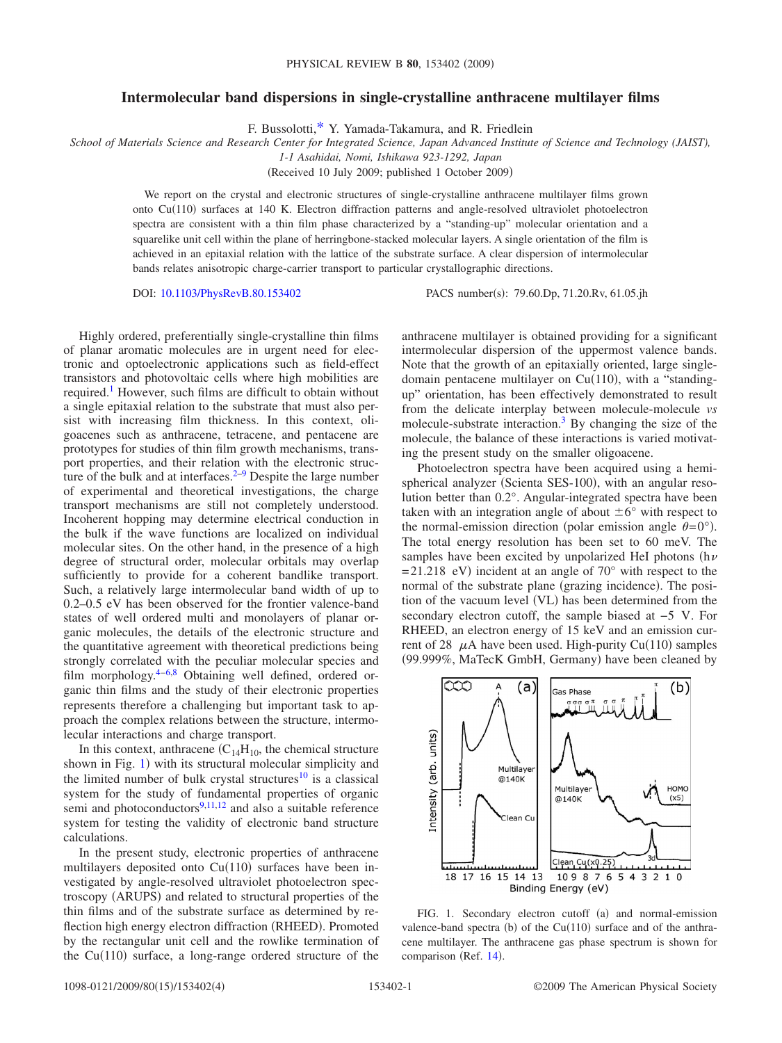# Intermolecular band dispersions in single-crystalline anthracene multilayer films

F. Bussolotti,* Y. Yamada-Takamura, and R. Friedlein

*School of Materials Science and Research Center for Integrated Science, Japan Advanced Institute of Science and Technology (JAIST), 1-1 Asahidai, Nomi, Ishikawa 923-1292, Japan*

(Received 10 July 2009; published 1 October 2009)

We report on the crystal and electronic structures of single-crystalline anthracene multilayer films grown onto Cu(110) surfaces at 140 K. Electron diffraction patterns and angle-resolved ultraviolet photoelectron spectra are consistent with a thin film phase characterized by a "standing-up" molecular orientation and a squarelike unit cell within the plane of herringbone-stacked molecular layers. A single orientation of the film is achieved in an epitaxial relation with the lattice of the substrate surface. A clear dispersion of intermolecular bands relates anisotropic charge-carrier transport to particular crystallographic directions.

DOI: 10.1103/PhysRevB.80.153402 PACS number(s): 79.60.Dp, 71.20.Rv, 61.05.jh

Highly ordered, preferentially single-crystalline thin films of planar aromatic molecules are in urgent need for electronic and optoelectronic applications such as field-effect transistors and photovoltaic cells where high mobilities are required.[1] However, such films are difficult to obtain without a single epitaxial relation to the substrate that must also persist with increasing film thickness. In this context, oligoacenes such as anthracene, tetracene, and pentacene are prototypes for studies of thin film growth mechanisms, transport properties, and their relation with the electronic structure of the bulk and at interfaces.[2–9] Despite the large number of experimental and theoretical investigations, the charge transport mechanisms are still not completely understood. Incoherent hopping may determine electrical conduction in the bulk if the wave functions are localized on individual molecular sites. On the other hand, in the presence of a high degree of structural order, molecular orbitals may overlap sufficiently to provide for a coherent bandlike transport. Such, a relatively large intermolecular band width of up to 0.2–0.5 eV has been observed for the frontier valence-band states of well ordered multi and monolayers of planar organic molecules, the details of the electronic structure and the quantitative agreement with theoretical predictions being strongly correlated with the peculiar molecular species and film morphology.[4–6,8] Obtaining well defined, ordered organic thin films and the study of their electronic properties represents therefore a challenging but important task to approach the complex relations between the structure, intermolecular interactions and charge transport.

In this context, anthracene ($C_{14}H_{10}$, the chemical structure shown in Fig. 1) with its structural molecular simplicity and the limited number of bulk crystal structures[10] is a classical system for the study of fundamental properties of organic semi and photoconductors[9,11,12] and also a suitable reference system for testing the validity of electronic band structure calculations.

In the present study, electronic properties of anthracene multilayers deposited onto Cu(110) surfaces have been investigated by angle-resolved ultraviolet photoelectron spectroscopy (ARUPS) and related to structural properties of the thin films and of the substrate surface as determined by reflection high energy electron diffraction (RHEED). Promoted by the rectangular unit cell and the rowlike termination of the Cu(110) surface, a long-range ordered structure of the anthracene multilayer is obtained providing for a significant intermolecular dispersion of the uppermost valence bands. Note that the growth of an epitaxially oriented, large single-domain pentacene multilayer on Cu(110), with a "standing-up" orientation, has been effectively demonstrated to result from the delicate interplay between molecule-molecule *vs* molecule-substrate interaction.[3] By changing the size of the molecule, the balance of these interactions is varied motivating the present study on the smaller oligoacene.

Photoelectron spectra have been acquired using a hemispherical analyzer (Scienta SES-100), with an angular resolution better than 0.2°. Angular-integrated spectra have been taken with an integration angle of about ±6° with respect to the normal-emission direction (polar emission angle $\theta=0°$). The total energy resolution has been set to 60 meV. The samples have been excited by unpolarized HeI photons ($h\nu = 21.218$ eV) incident at an angle of 70° with respect to the normal of the substrate plane (grazing incidence). The position of the vacuum level (VL) has been determined from the secondary electron cutoff, the sample biased at −5 V. For RHEED, an electron energy of 15 keV and an emission current of 28 $\mu$A have been used. High-purity Cu(110) samples (99.999%, MaTecK GmbH, Germany) have been cleaned by

FIG. 1. Secondary electron cutoff (a) and normal-emission valence-band spectra (b) of the Cu(110) surface and of the anthracene multilayer. The anthracene gas phase spectrum is shown for comparison (Ref. 14).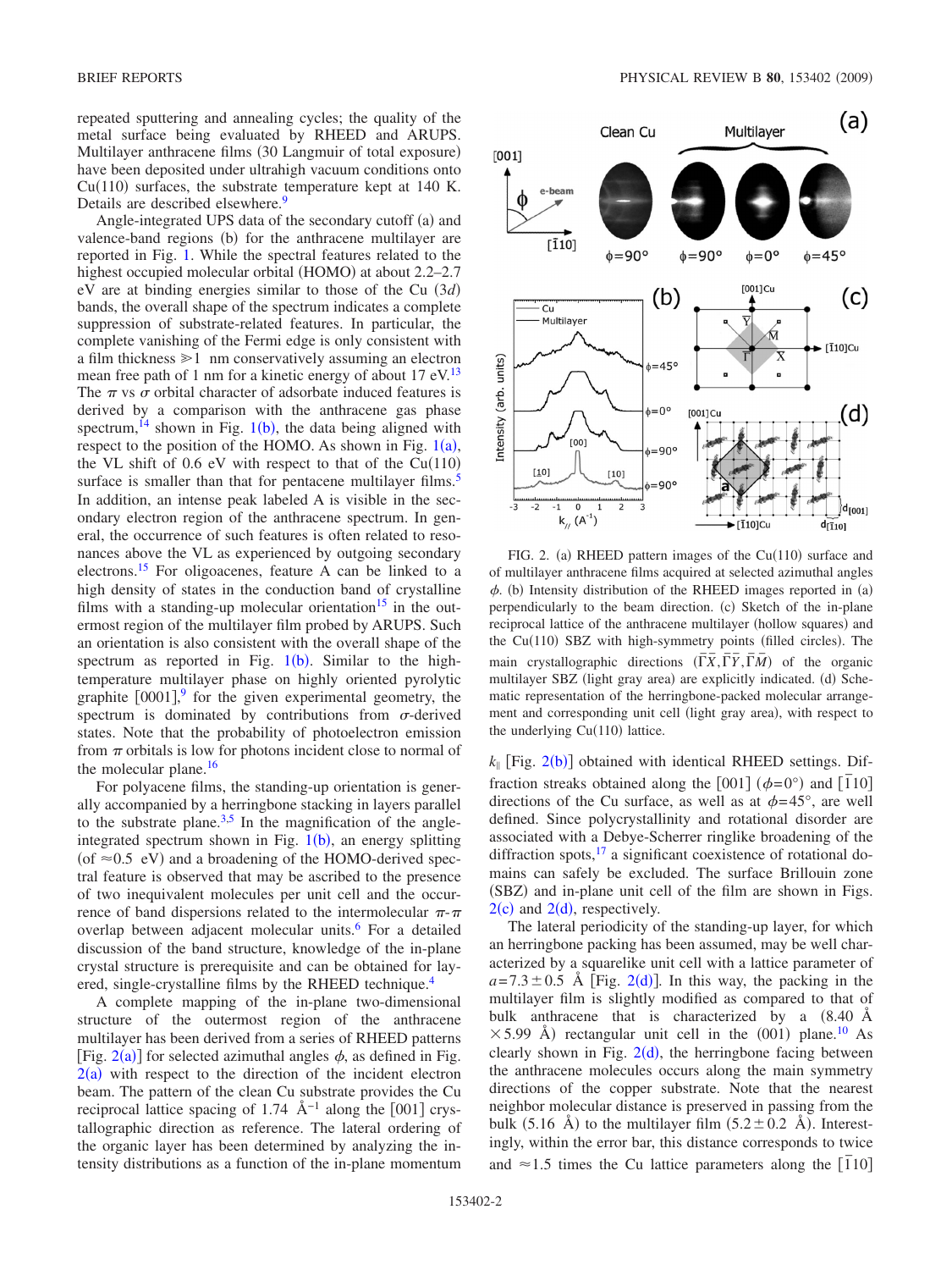repeated sputtering and annealing cycles; the quality of the metal surface being evaluated by RHEED and ARUPS. Multilayer anthracene films (30 Langmuir of total exposure) have been deposited under ultrahigh vacuum conditions onto Cu(110) surfaces, the substrate temperature kept at 140 K. Details are described elsewhere.[9]

Angle-integrated UPS data of the secondary cutoff (a) and valence-band regions (b) for the anthracene multilayer are reported in Fig. 1. While the spectral features related to the highest occupied molecular orbital (HOMO) at about 2.2–2.7 eV are at binding energies similar to those of the Cu (3$d$) bands, the overall shape of the spectrum indicates a complete suppression of substrate-related features. In particular, the complete vanishing of the Fermi edge is only consistent with a film thickness $\gg 1$ nm conservatively assuming an electron mean free path of 1 nm for a kinetic energy of about 17 eV.[13] The $\pi$ vs $\sigma$ orbital character of adsorbate induced features is derived by a comparison with the anthracene gas phase spectrum,[14] shown in Fig. 1(b), the data being aligned with respect to the position of the HOMO. As shown in Fig. 1(a), the VL shift of 0.6 eV with respect to that of the Cu(110) surface is smaller than that for pentacene multilayer films.[5] In addition, an intense peak labeled A is visible in the secondary electron region of the anthracene spectrum. In general, the occurrence of such features is often related to resonances above the VL as experienced by outgoing secondary electrons.[15] For oligoacenes, feature A can be linked to a high density of states in the conduction band of crystalline films with a standing-up molecular orientation[15] in the outermost region of the multilayer film probed by ARUPS. Such an orientation is also consistent with the overall shape of the spectrum as reported in Fig. 1(b). Similar to the high-temperature multilayer phase on highly oriented pyrolytic graphite [0001],[9] for the given experimental geometry, the spectrum is dominated by contributions from $\sigma$-derived states. Note that the probability of photoelectron emission from $\pi$ orbitals is low for photons incident close to normal of the molecular plane.[16]

For polyacene films, the standing-up orientation is generally accompanied by a herringbone stacking in layers parallel to the substrate plane.[3,5] In the magnification of the angle-integrated spectrum shown in Fig. 1(b), an energy splitting (of $\approx$0.5 eV) and a broadening of the HOMO-derived spectral feature is observed that may be ascribed to the presence of two inequivalent molecules per unit cell and the occurrence of band dispersions related to the intermolecular $\pi$-$\pi$ overlap between adjacent molecular units.[6] For a detailed discussion of the band structure, knowledge of the in-plane crystal structure is prerequisite and can be obtained for layered, single-crystalline films by the RHEED technique.[4]

A complete mapping of the in-plane two-dimensional structure of the outermost region of the anthracene multilayer has been derived from a series of RHEED patterns [Fig. 2(a)] for selected azimuthal angles $\phi$, as defined in Fig. 2(a) with respect to the direction of the incident electron beam. The pattern of the clean Cu substrate provides the Cu reciprocal lattice spacing of 1.74 Å$^{-1}$ along the [001] crystallographic direction as reference. The lateral ordering of the organic layer has been determined by analyzing the intensity distributions as a function of the in-plane momentum $k_{\parallel}$ [Fig. 2(b)] obtained with identical RHEED settings. Diffraction streaks obtained along the [001] ($\phi$=0°) and [$\bar{1}$10] directions of the Cu surface, as well as at $\phi$=45°, are well defined. Since polycrystallinity and rotational disorder are associated with a Debye-Scherrer ringlike broadening of the diffraction spots,[17] a significant coexistence of rotational domains can safely be excluded. The surface Brillouin zone (SBZ) and in-plane unit cell of the film are shown in Figs. 2(c) and 2(d), respectively.

FIG. 2. (a) RHEED pattern images of the Cu(110) surface and of multilayer anthracene films acquired at selected azimuthal angles $\phi$. (b) Intensity distribution of the RHEED images reported in (a) perpendicularly to the beam direction. (c) Sketch of the in-plane reciprocal lattice of the anthracene multilayer (hollow squares) and the Cu(110) SBZ with high-symmetry points (filled circles). The main crystallographic directions ($\bar{\Gamma}\bar{X}$, $\bar{\Gamma}\bar{Y}$, $\bar{\Gamma}\bar{M}$) of the organic multilayer SBZ (light gray area) are explicitly indicated. (d) Schematic representation of the herringbone-packed molecular arrangement and corresponding unit cell (light gray area), with respect to the underlying Cu(110) lattice.

The lateral periodicity of the standing-up layer, for which an herringbone packing has been assumed, may be well characterized by a squarelike unit cell with a lattice parameter of $a$=7.3±0.5 Å [Fig. 2(d)]. In this way, the packing in the multilayer film is slightly modified as compared to that of bulk anthracene that is characterized by a (8.40 Å $\times$5.99 Å) rectangular unit cell in the (001) plane.[10] As clearly shown in Fig. 2(d), the herringbone facing between the anthracene molecules occurs along the main symmetry directions of the copper substrate. Note that the nearest neighbor molecular distance is preserved in passing from the bulk (5.16 Å) to the multilayer film (5.2±0.2 Å). Interestingly, within the error bar, this distance corresponds to twice and $\approx$1.5 times the Cu lattice parameters along the [$\bar{1}$10]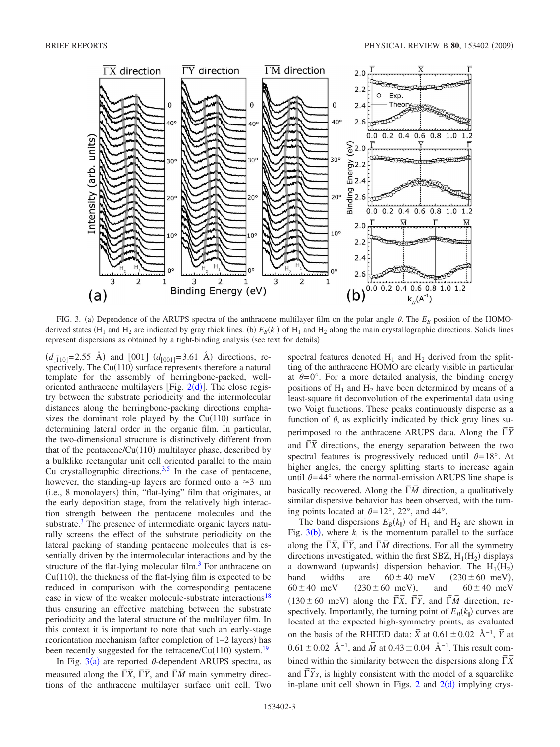FIG. 3. (a) Dependence of the ARUPS spectra of the anthracene multilayer film on the polar angle $\theta$. The $E_B$ position of the HOMO-derived states ($H_1$ and $H_2$ are indicated by gray thick lines. (b) $E_B(k_\parallel)$ of $H_1$ and $H_2$ along the main crystallographic directions. Solids lines represent dispersions as obtained by a tight-binding analysis (see text for details)

($d_{[\bar{1}10]}$=2.55 Å) and [001] ($d_{[001]}$=3.61 Å) directions, respectively. The Cu(110) surface represents therefore a natural template for the assembly of herringbone-packed, well-oriented anthracene multilayers [Fig. 2(d)]. The close registry between the substrate periodicity and the intermolecular distances along the herringbone-packing directions emphasizes the dominant role played by the Cu(110) surface in determining lateral order in the organic film. In particular, the two-dimensional structure is distinctively different from that of the pentacene/Cu(110) multilayer phase, described by a bulklike rectangular unit cell oriented parallel to the main Cu crystallographic directions.[3,5] In the case of pentacene, however, the standing-up layers are formed onto a $\approx$3 nm (i.e., 8 monolayers) thin, "flat-lying" film that originates, at the early deposition stage, from the relatively high interaction strength between the pentacene molecules and the substrate.[3] The presence of intermediate organic layers naturally screens the effect of the substrate periodicity on the lateral packing of standing pentacene molecules that is essentially driven by the intermolecular interactions and by the structure of the flat-lying molecular film.[3] For anthracene on Cu(110), the thickness of the flat-lying film is expected to be reduced in comparison with the corresponding pentacene case in view of the weaker molecule-substrate interactions[18] thus ensuring an effective matching between the substrate periodicity and the lateral structure of the multilayer film. In this context it is important to note that such an early-stage reorientation mechanism (after completion of 1–2 layers) has been recently suggested for the tetracene/Cu(110) system.[19]

In Fig. 3(a) are reported $\theta$-dependent ARUPS spectra, as measured along the $\bar{\Gamma}\bar{X}$, $\bar{\Gamma}\bar{Y}$, and $\bar{\Gamma}\bar{M}$ main symmetry directions of the anthracene multilayer surface unit cell. Two spectral features denoted $H_1$ and $H_2$ derived from the splitting of the anthracene HOMO are clearly visible in particular at $\theta$=0°. For a more detailed analysis, the binding energy positions of $H_1$ and $H_2$ have been determined by means of a least-square fit deconvolution of the experimental data using two Voigt functions. These peaks continuously disperse as a function of $\theta$, as explicitly indicated by thick gray lines superimposed to the anthracene ARUPS data. Along the $\bar{\Gamma}\bar{Y}$ and $\bar{\Gamma}\bar{X}$ directions, the energy separation between the two spectral features is progressively reduced until $\theta$=18°. At higher angles, the energy splitting starts to increase again until $\theta$=44° where the normal-emission ARUPS line shape is basically recovered. Along the $\bar{\Gamma}\bar{M}$ direction, a qualitatively similar dispersive behavior has been observed, with the turning points located at $\theta$=12°, 22°, and 44°.

The band dispersions $E_B(k_\parallel)$ of $H_1$ and $H_2$ are shown in Fig. 3(b), where $k_\parallel$ is the momentum parallel to the surface along the $\bar{\Gamma}\bar{X}$, $\bar{\Gamma}\bar{Y}$, and $\bar{\Gamma}\bar{M}$ directions. For all the symmetry directions investigated, within the first SBZ, $H_1$($H_2$) displays a downward (upwards) dispersion behavior. The $H_1$($H_2$) band widths are 60±40 meV (230±60 meV), 60±40 meV (230±60 meV), and 60±40 meV (130±60 meV) along the $\bar{\Gamma}\bar{X}$, $\bar{\Gamma}\bar{Y}$, and $\bar{\Gamma}\bar{M}$ direction, respectively. Importantly, the turning point of $E_B(k_\parallel)$ curves are located at the expected high-symmetry points, as evaluated on the basis of the RHEED data: $\bar{X}$ at 0.61±0.02 Å$^{-1}$, $\bar{Y}$ at 0.61±0.02 Å$^{-1}$, and $\bar{M}$ at 0.43±0.04 Å$^{-1}$. This result combined within the similarity between the dispersions along $\bar{\Gamma}\bar{X}$ and $\bar{\Gamma}\bar{Y}$s, is highly consistent with the model of a squarelike in-plane unit cell shown in Figs. 2 and 2(d) implying crys-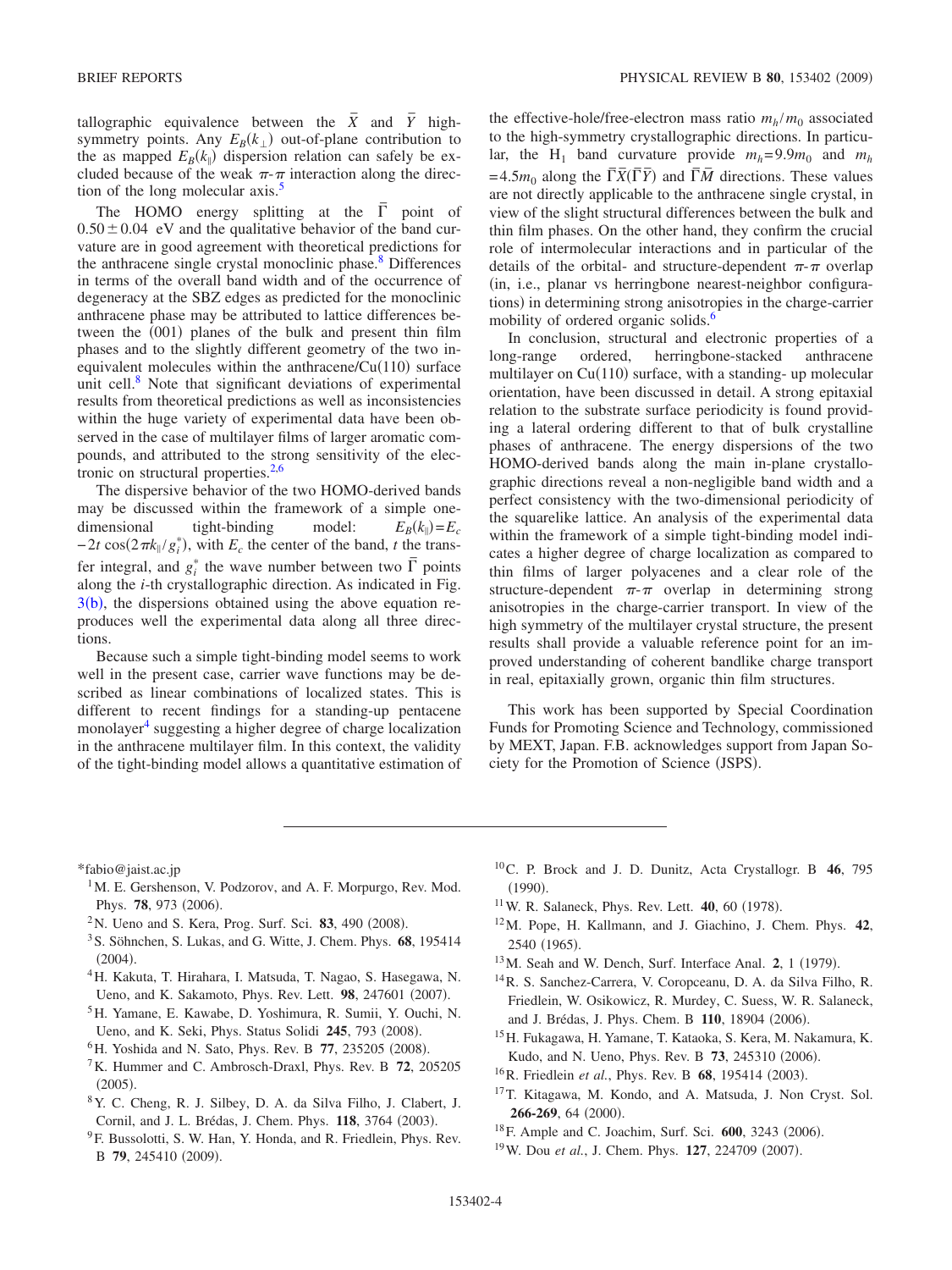tallographic equivalence between the $\bar{X}$ and $\bar{Y}$ high-symmetry points. Any $E_B(k_\perp)$ out-of-plane contribution to the as mapped $E_B(k_\parallel)$ dispersion relation can safely be excluded because of the weak $\pi$-$\pi$ interaction along the direction of the long molecular axis.[5]

The HOMO energy splitting at the $\bar{\Gamma}$ point of $0.50 \pm 0.04$ eV and the qualitative behavior of the band curvature are in good agreement with theoretical predictions for the anthracene single crystal monoclinic phase.[8] Differences in terms of the overall band width and of the occurrence of degeneracy at the SBZ edges as predicted for the monoclinic anthracene phase may be attributed to lattice differences between the (001) planes of the bulk and present thin film phases and to the slightly different geometry of the two inequivalent molecules within the anthracene/Cu(110) surface unit cell.[8] Note that significant deviations of experimental results from theoretical predictions as well as inconsistencies within the huge variety of experimental data have been observed in the case of multilayer films of larger aromatic compounds, and attributed to the strong sensitivity of the electronic on structural properties.[2,6]

The dispersive behavior of the two HOMO-derived bands may be discussed within the framework of a simple one-dimensional tight-binding model: $E_B(k_\parallel)=E_c - 2t\cos(2\pi k_\parallel / g_i^*)$, with $E_c$ the center of the band, $t$ the transfer integral, and $g_i^*$ the wave number between two $\bar{\Gamma}$ points along the $i$-th crystallographic direction. As indicated in Fig. 3(b), the dispersions obtained using the above equation reproduces well the experimental data along all three directions.

Because such a simple tight-binding model seems to work well in the present case, carrier wave functions may be described as linear combinations of localized states. This is different to recent findings for a standing-up pentacene monolayer[4] suggesting a higher degree of charge localization in the anthracene multilayer film. In this context, the validity of the tight-binding model allows a quantitative estimation of the effective-hole/free-electron mass ratio $m_h/m_0$ associated to the high-symmetry crystallographic directions. In particular, the $H_1$ band curvature provide $m_h=9.9m_0$ and $m_h=4.5m_0$ along the $\bar{\Gamma}\bar{X}(\bar{\Gamma}\bar{Y})$ and $\bar{\Gamma}\bar{M}$ directions. These values are not directly applicable to the anthracene single crystal, in view of the slight structural differences between the bulk and thin film phases. On the other hand, they confirm the crucial role of intermolecular interactions and in particular of the details of the orbital- and structure-dependent $\pi$-$\pi$ overlap (in, i.e., planar vs herringbone nearest-neighbor configurations) in determining strong anisotropies in the charge-carrier mobility of ordered organic solids.[6]

In conclusion, structural and electronic properties of a long-range ordered, herringbone-stacked anthracene multilayer on Cu(110) surface, with a standing- up molecular orientation, have been discussed in detail. A strong epitaxial relation to the substrate surface periodicity is found providing a lateral ordering different to that of bulk crystalline phases of anthracene. The energy dispersions of the two HOMO-derived bands along the main in-plane crystallographic directions reveal a non-negligible band width and a perfect consistency with the two-dimensional periodicity of the squarelike lattice. An analysis of the experimental data within the framework of a simple tight-binding model indicates a higher degree of charge localization as compared to thin films of larger polyacenes and a clear role of the structure-dependent $\pi$-$\pi$ overlap in determining strong anisotropies in the charge-carrier transport. In view of the high symmetry of the multilayer crystal structure, the present results shall provide a valuable reference point for an improved understanding of coherent bandlike charge transport in real, epitaxially grown, organic thin film structures.

This work has been supported by Special Coordination Funds for Promoting Science and Technology, commissioned by MEXT, Japan. F.B. acknowledges support from Japan Society for the Promotion of Science (JSPS).

---

*fabio@jaist.ac.jp

[1] M. E. Gershenson, V. Podzorov, and A. F. Morpurgo, Rev. Mod. Phys. **78**, 973 (2006).

[2] N. Ueno and S. Kera, Prog. Surf. Sci. **83**, 490 (2008).

[3] S. Söhnchen, S. Lukas, and G. Witte, J. Chem. Phys. **68**, 195414 (2004).

[4] H. Kakuta, T. Hirahara, I. Matsuda, T. Nagao, S. Hasegawa, N. Ueno, and K. Sakamoto, Phys. Rev. Lett. **98**, 247601 (2007).

[5] H. Yamane, E. Kawabe, D. Yoshimura, R. Sumii, Y. Ouchi, N. Ueno, and K. Seki, Phys. Status Solidi **245**, 793 (2008).

[6] H. Yoshida and N. Sato, Phys. Rev. B **77**, 235205 (2008).

[7] K. Hummer and C. Ambrosch-Draxl, Phys. Rev. B **72**, 205205 (2005).

[8] Y. C. Cheng, R. J. Silbey, D. A. da Silva Filho, J. Clabert, J. Cornil, and J. L. Brédas, J. Chem. Phys. **118**, 3764 (2003).

[9] F. Bussolotti, S. W. Han, Y. Honda, and R. Friedlein, Phys. Rev. B **79**, 245410 (2009).

[10] C. P. Brock and J. D. Dunitz, Acta Crystallogr. B **46**, 795 (1990).

[11] W. R. Salaneck, Phys. Rev. Lett. **40**, 60 (1978).

[12] M. Pope, H. Kallmann, and J. Giachino, J. Chem. Phys. **42**, 2540 (1965).

[13] M. Seah and W. Dench, Surf. Interface Anal. **2**, 1 (1979).

[14] R. S. Sanchez-Carrera, V. Coropceanu, D. A. da Silva Filho, R. Friedlein, W. Osikowicz, R. Murdey, C. Suess, W. R. Salaneck, and J. Brédas, J. Phys. Chem. B **110**, 18904 (2006).

[15] H. Fukagawa, H. Yamane, T. Kataoka, S. Kera, M. Nakamura, K. Kudo, and N. Ueno, Phys. Rev. B **73**, 245310 (2006).

[16] R. Friedlein *et al.*, Phys. Rev. B **68**, 195414 (2003).

[17] T. Kitagawa, M. Kondo, and A. Matsuda, J. Non Cryst. Sol. **266-269**, 64 (2000).

[18] F. Ample and C. Joachim, Surf. Sci. **600**, 3243 (2006).

[19] W. Dou *et al.*, J. Chem. Phys. **127**, 224709 (2007).